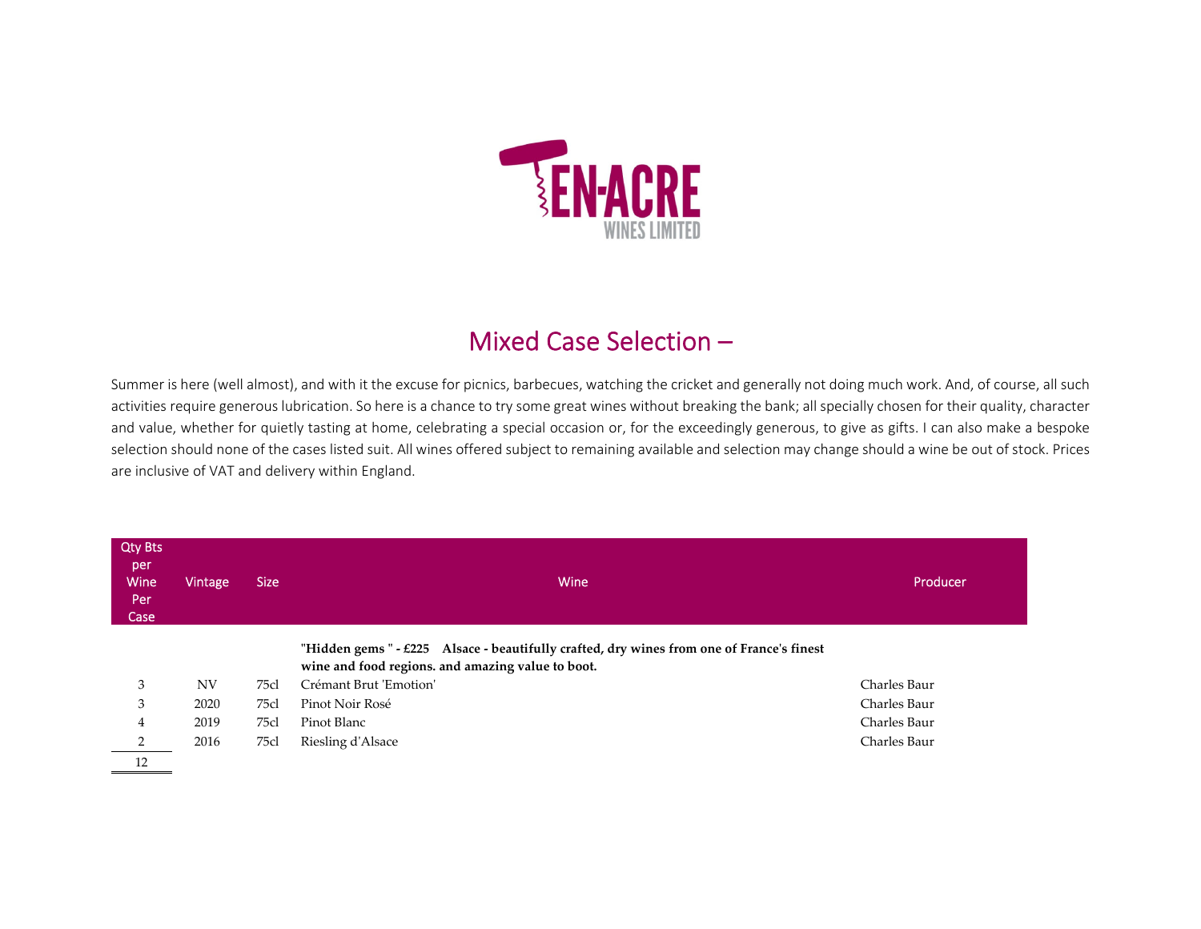# Mixed Case Selection –

Summer is here (well almost), and with it the excuse for picnics, barbecues, watching the cricket and generally not doing much work. And, of course, all such activities require generous lubrication. So here is a chance to try some great wines without breaking the bank; all specially chosen for their quality, character and value, whether for quietly tasting at home, celebrating a special occasion or, for the exceedingly generous, to give as gifts. I can also make a bespoke selection should none of the cases listed suit. All wines offered subject to remaining available and selection may change should a wine be out of stock. Prices are inclusive of VAT and delivery within England.

| Qty Bts per Wine Per Case | Vintage | Size | Wine | Producer |
|---|---|---|---|---|
| | | | **"Hidden gems " - £225 Alsace - beautifully crafted, dry wines from one of France's finest wine and food regions. and amazing value to boot.** | |
| 3 | NV | 75cl | Crémant Brut 'Emotion' | Charles Baur |
| 3 | 2020 | 75cl | Pinot Noir Rosé | Charles Baur |
| 4 | 2019 | 75cl | Pinot Blanc | Charles Baur |
| 2 | 2016 | 75cl | Riesling d'Alsace | Charles Baur |
| 12 | | | | |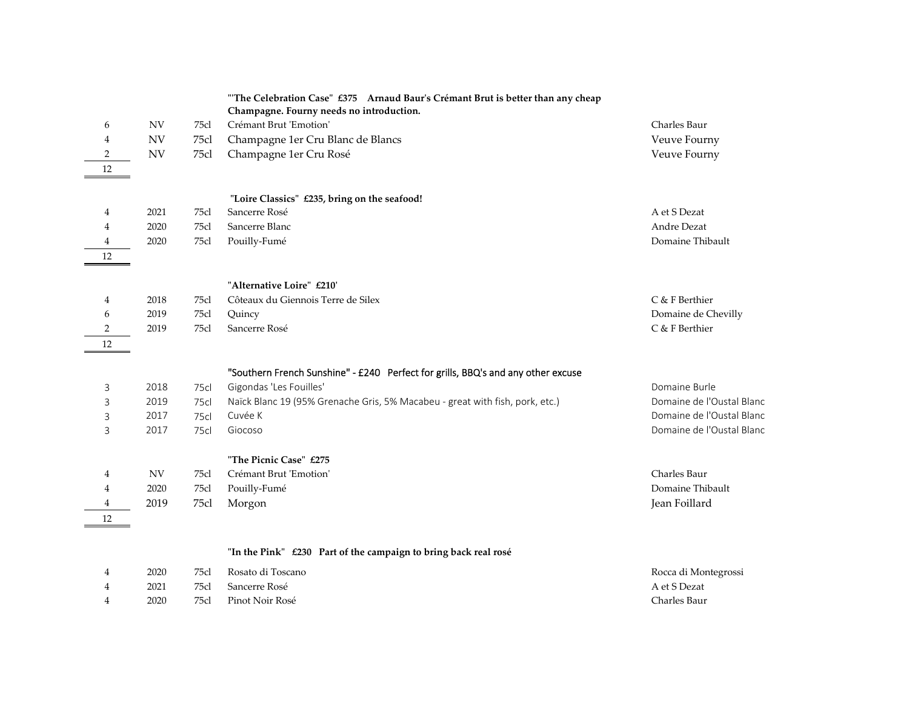**"'The Celebration Case" £375 Arnaud Baur's Crémant Brut is better than any cheap Champagne. Fourny needs no introduction.**

| Qty | Vintage | Size | Wine | Producer |
|---|---|---|---|---|
| 6 | NV | 75cl | Crémant Brut 'Emotion' | Charles Baur |
| 4 | NV | 75cl | Champagne 1er Cru Blanc de Blancs | Veuve Fourny |
| 2 | NV | 75cl | Champagne 1er Cru Rosé | Veuve Fourny |
| 12 | | | | |

**"Loire Classics" £235, bring on the seafood!**

| Qty | Vintage | Size | Wine | Producer |
|---|---|---|---|---|
| 4 | 2021 | 75cl | Sancerre Rosé | A et S Dezat |
| 4 | 2020 | 75cl | Sancerre Blanc | Andre Dezat |
| 4 | 2020 | 75cl | Pouilly-Fumé | Domaine Thibault |
| 12 | | | | |

**"Alternative Loire" £210'**

| Qty | Vintage | Size | Wine | Producer |
|---|---|---|---|---|
| 4 | 2018 | 75cl | Côteaux du Giennois Terre de Silex | C & F Berthier |
| 6 | 2019 | 75cl | Quincy | Domaine de Chevilly |
| 2 | 2019 | 75cl | Sancerre Rosé | C & F Berthier |
| 12 | | | | |

"Southern French Sunshine" - £240 Perfect for grills, BBQ's and any other excuse

| Qty | Vintage | Size | Wine | Producer |
|---|---|---|---|---|
| 3 | 2018 | 75cl | Gigondas 'Les Fouilles' | Domaine Burle |
| 3 | 2019 | 75cl | Naïck Blanc 19 (95% Grenache Gris, 5% Macabeu - great with fish, pork, etc.) | Domaine de l'Oustal Blanc |
| 3 | 2017 | 75cl | Cuvée K | Domaine de l'Oustal Blanc |
| 3 | 2017 | 75cl | Giocoso | Domaine de l'Oustal Blanc |

**"The Picnic Case" £275**

| Qty | Vintage | Size | Wine | Producer |
|---|---|---|---|---|
| 4 | NV | 75cl | Crémant Brut 'Emotion' | Charles Baur |
| 4 | 2020 | 75cl | Pouilly-Fumé | Domaine Thibault |
| 4 | 2019 | 75cl | Morgon | Jean Foillard |
| 12 | | | | |

**"In the Pink" £230 Part of the campaign to bring back real rosé**

| Qty | Vintage | Size | Wine | Producer |
|---|---|---|---|---|
| 4 | 2020 | 75cl | Rosato di Toscano | Rocca di Montegrossi |
| 4 | 2021 | 75cl | Sancerre Rosé | A et S Dezat |
| 4 | 2020 | 75cl | Pinot Noir Rosé | Charles Baur |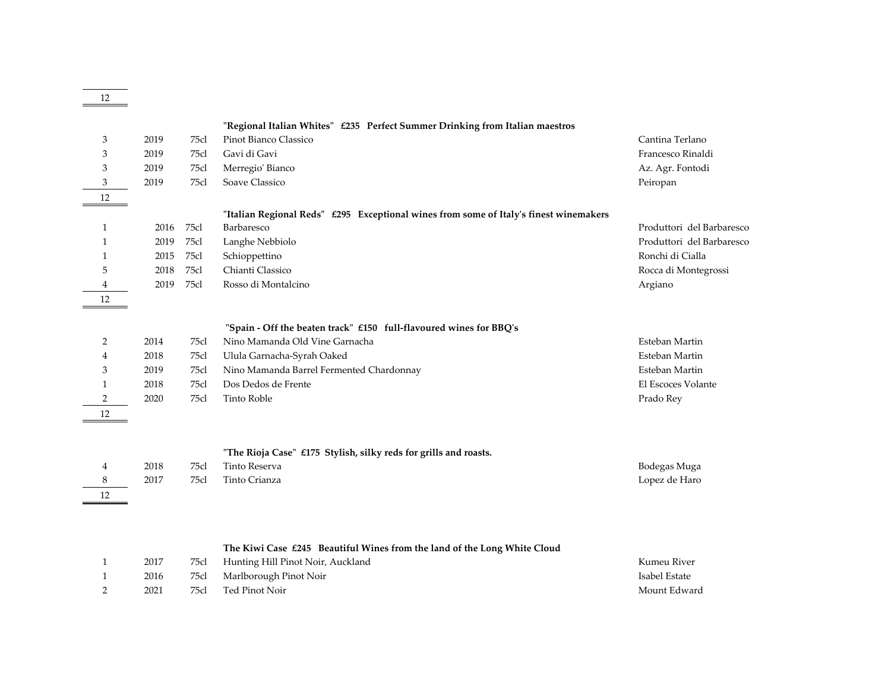| | | | | |
|---|---|---|---|---|
| 12 | | | | |

**"Regional Italian Whites" £235 Perfect Summer Drinking from Italian maestros**

| Qty | Vintage | Size | Wine | Producer |
|---|---|---|---|---|
| 3 | 2019 | 75cl | Pinot Bianco Classico | Cantina Terlano |
| 3 | 2019 | 75cl | Gavi di Gavi | Francesco Rinaldi |
| 3 | 2019 | 75cl | Merregio' Bianco | Az. Agr. Fontodi |
| 3 | 2019 | 75cl | Soave Classico | Peiropan |
| 12 | | | | |

**"Italian Regional Reds" £295 Exceptional wines from some of Italy's finest winemakers**

| Qty | Vintage | Size | Wine | Producer |
|---|---|---|---|---|
| 1 | 2016 | 75cl | Barbaresco | Produttori del Barbaresco |
| 1 | 2019 | 75cl | Langhe Nebbiolo | Produttori del Barbaresco |
| 1 | 2015 | 75cl | Schioppettino | Ronchi di Cialla |
| 5 | 2018 | 75cl | Chianti Classico | Rocca di Montegrossi |
| 4 | 2019 | 75cl | Rosso di Montalcino | Argiano |
| 12 | | | | |

**"Spain - Off the beaten track" £150 full-flavoured wines for BBQ's**

| Qty | Vintage | Size | Wine | Producer |
|---|---|---|---|---|
| 2 | 2014 | 75cl | Nino Mamanda Old Vine Garnacha | Esteban Martin |
| 4 | 2018 | 75cl | Ulula Garnacha-Syrah Oaked | Esteban Martin |
| 3 | 2019 | 75cl | Nino Mamanda Barrel Fermented Chardonnay | Esteban Martin |
| 1 | 2018 | 75cl | Dos Dedos de Frente | El Escoces Volante |
| 2 | 2020 | 75cl | Tinto Roble | Prado Rey |
| 12 | | | | |

**"The Rioja Case" £175 Stylish, silky reds for grills and roasts.**

| Qty | Vintage | Size | Wine | Producer |
|---|---|---|---|---|
| 4 | 2018 | 75cl | Tinto Reserva | Bodegas Muga |
| 8 | 2017 | 75cl | Tinto Crianza | Lopez de Haro |
| 12 | | | | |

**The Kiwi Case £245 Beautiful Wines from the land of the Long White Cloud**

| Qty | Vintage | Size | Wine | Producer |
|---|---|---|---|---|
| 1 | 2017 | 75cl | Hunting Hill Pinot Noir, Auckland | Kumeu River |
| 1 | 2016 | 75cl | Marlborough Pinot Noir | Isabel Estate |
| 2 | 2021 | 75cl | Ted Pinot Noir | Mount Edward |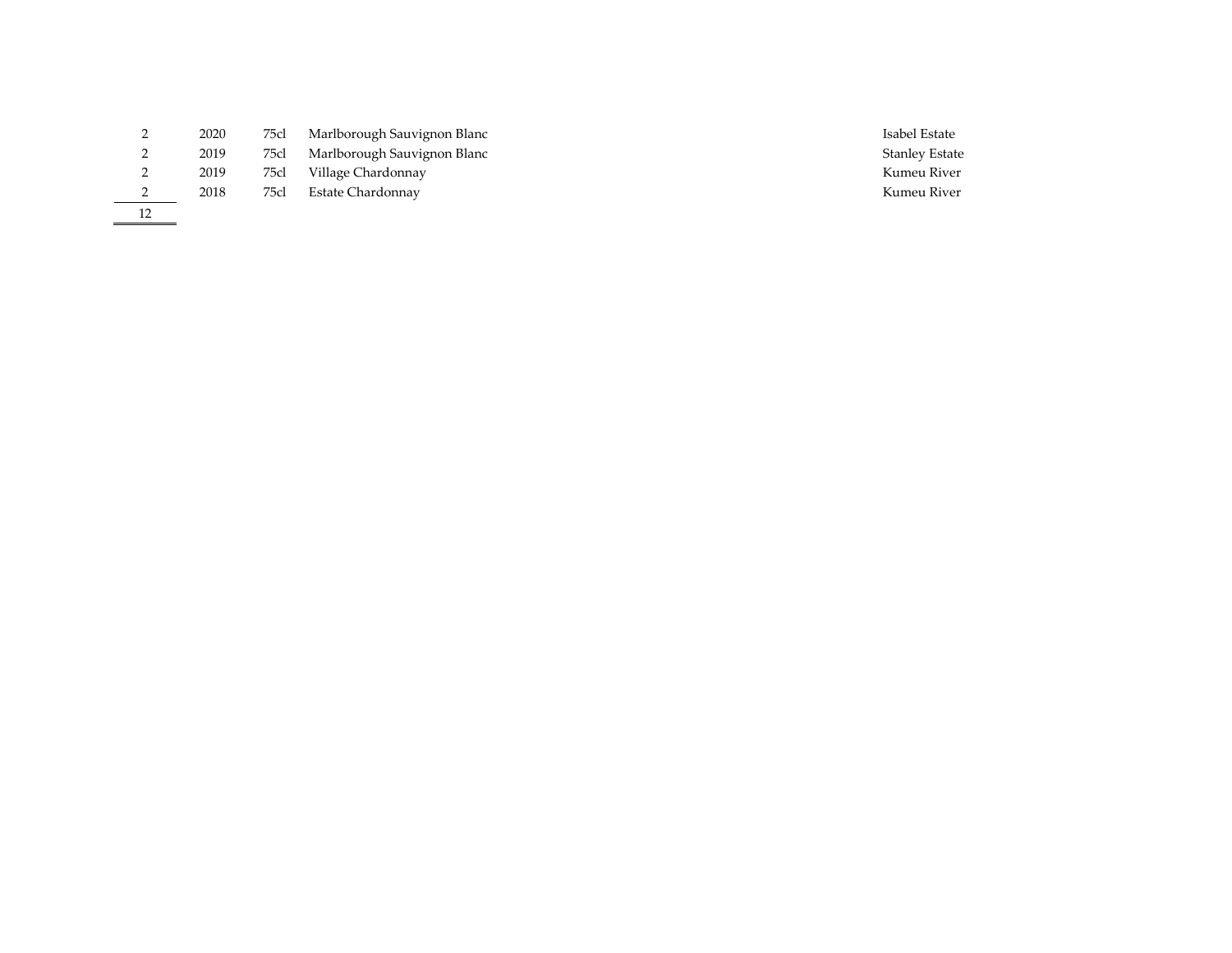| | | | | |
|---|---|---|---|---|
| 2 | 2020 | 75cl | Marlborough Sauvignon Blanc | Isabel Estate |
| 2 | 2019 | 75cl | Marlborough Sauvignon Blanc | Stanley Estate |
| 2 | 2019 | 75cl | Village Chardonnay | Kumeu River |
| 2 | 2018 | 75cl | Estate Chardonnay | Kumeu River |
| 12 | | | | |